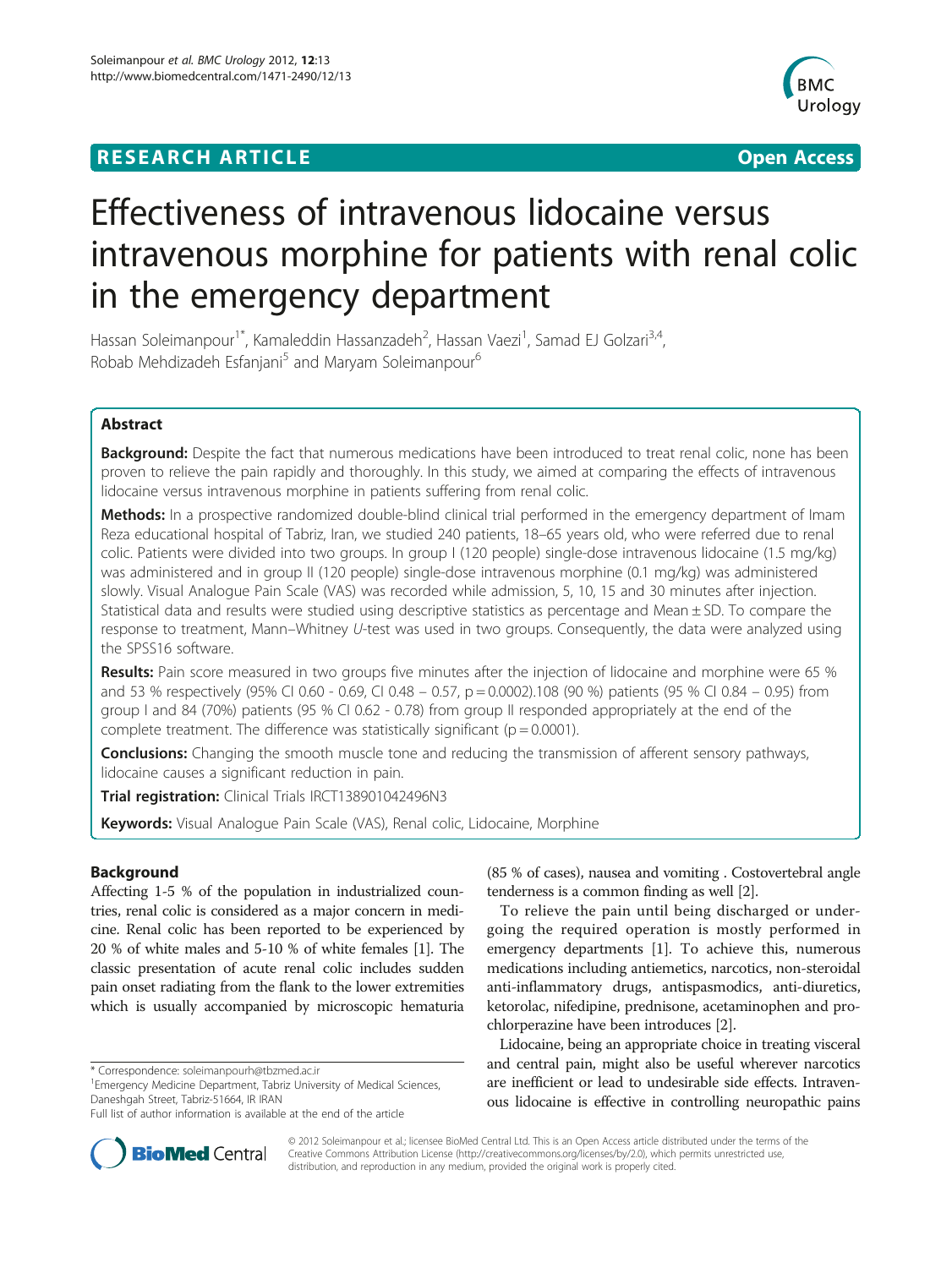**RESEARCH ARTICLE** **Open Access**

# Effectiveness of intravenous lidocaine versus intravenous morphine for patients with renal colic in the emergency department

Hassan Soleimanpour[1*], Kamaleddin Hassanzadeh[2], Hassan Vaezi[1], Samad EJ Golzari[3,4], Robab Mehdizadeh Esfanjani[5] and Maryam Soleimanpour[6]

## Abstract

**Background:** Despite the fact that numerous medications have been introduced to treat renal colic, none has been proven to relieve the pain rapidly and thoroughly. In this study, we aimed at comparing the effects of intravenous lidocaine versus intravenous morphine in patients suffering from renal colic.

**Methods:** In a prospective randomized double-blind clinical trial performed in the emergency department of Imam Reza educational hospital of Tabriz, Iran, we studied 240 patients, 18–65 years old, who were referred due to renal colic. Patients were divided into two groups. In group I (120 people) single-dose intravenous lidocaine (1.5 mg/kg) was administered and in group II (120 people) single-dose intravenous morphine (0.1 mg/kg) was administered slowly. Visual Analogue Pain Scale (VAS) was recorded while admission, 5, 10, 15 and 30 minutes after injection. Statistical data and results were studied using descriptive statistics as percentage and Mean ± SD. To compare the response to treatment, Mann–Whitney *U*-test was used in two groups. Consequently, the data were analyzed using the SPSS16 software.

**Results:** Pain score measured in two groups five minutes after the injection of lidocaine and morphine were 65 % and 53 % respectively (95% CI 0.60 - 0.69, CI 0.48 – 0.57, $p = 0.0002$).108 (90 %) patients (95 % CI 0.84 – 0.95) from group I and 84 (70%) patients (95 % CI 0.62 - 0.78) from group II responded appropriately at the end of the complete treatment. The difference was statistically significant ($p = 0.0001$).

**Conclusions:** Changing the smooth muscle tone and reducing the transmission of afferent sensory pathways, lidocaine causes a significant reduction in pain.

**Trial registration:** Clinical Trials IRCT138901042496N3

**Keywords:** Visual Analogue Pain Scale (VAS), Renal colic, Lidocaine, Morphine

## Background

Affecting 1-5 % of the population in industrialized countries, renal colic is considered as a major concern in medicine. Renal colic has been reported to be experienced by 20 % of white males and 5-10 % of white females [1]. The classic presentation of acute renal colic includes sudden pain onset radiating from the flank to the lower extremities which is usually accompanied by microscopic hematuria (85 % of cases), nausea and vomiting . Costovertebral angle tenderness is a common finding as well [2].

To relieve the pain until being discharged or undergoing the required operation is mostly performed in emergency departments [1]. To achieve this, numerous medications including antiemetics, narcotics, non-steroidal anti-inflammatory drugs, antispasmodics, anti-diuretics, ketorolac, nifedipine, prednisone, acetaminophen and prochlorperazine have been introduces [2].

Lidocaine, being an appropriate choice in treating visceral and central pain, might also be useful wherever narcotics are inefficient or lead to undesirable side effects. Intravenous lidocaine is effective in controlling neuropathic pains

\* Correspondence: soleimanpourh@tbzmed.ac.ir
[1]Emergency Medicine Department, Tabriz University of Medical Sciences, Daneshgah Street, Tabriz-51664, IR IRAN
Full list of author information is available at the end of the article

© 2012 Soleimanpour et al.; licensee BioMed Central Ltd. This is an Open Access article distributed under the terms of the Creative Commons Attribution License (http://creativecommons.org/licenses/by/2.0), which permits unrestricted use, distribution, and reproduction in any medium, provided the original work is properly cited.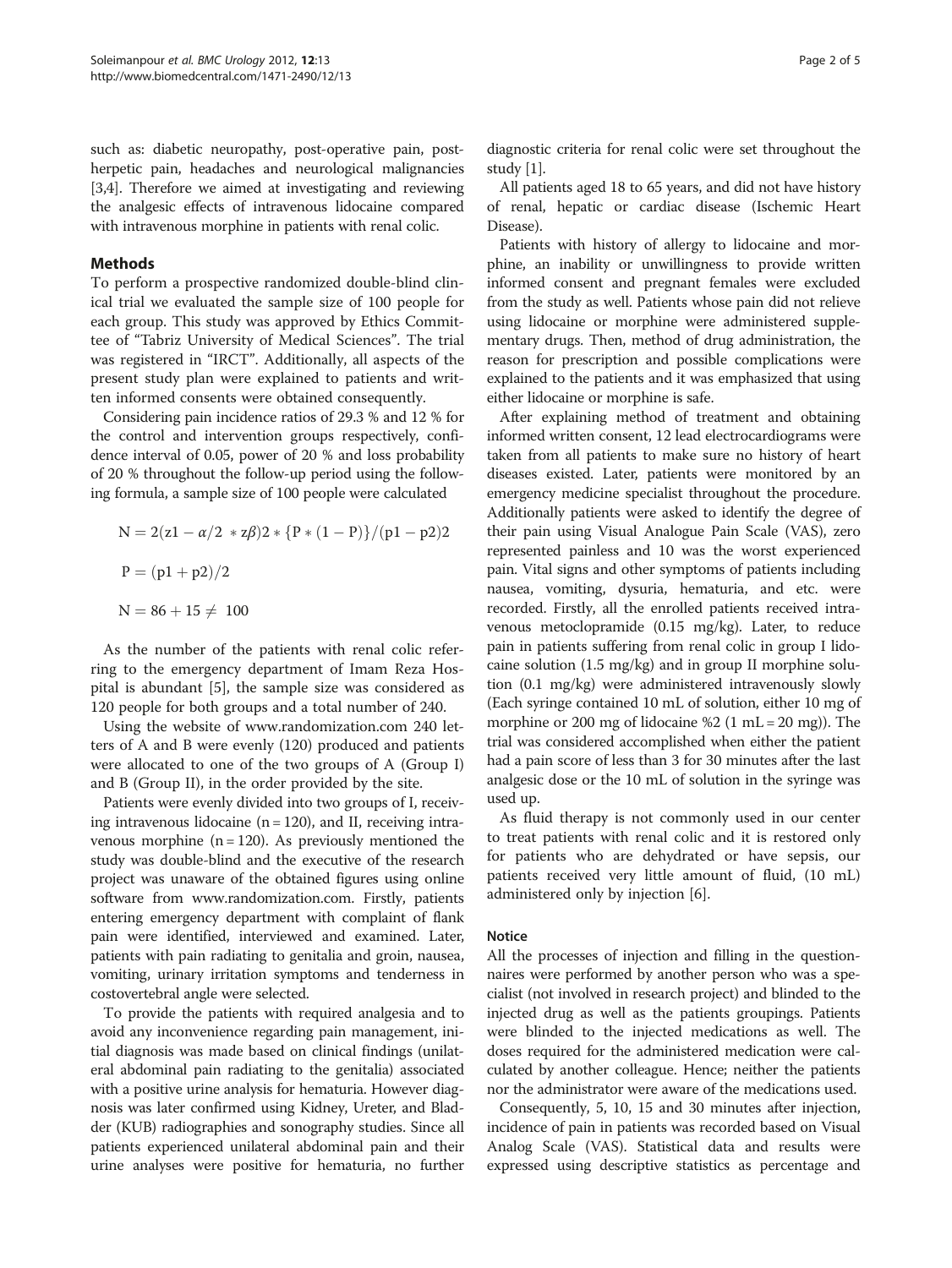such as: diabetic neuropathy, post-operative pain, post-herpetic pain, headaches and neurological malignancies [3,4]. Therefore we aimed at investigating and reviewing the analgesic effects of intravenous lidocaine compared with intravenous morphine in patients with renal colic.

## Methods

To perform a prospective randomized double-blind clinical trial we evaluated the sample size of 100 people for each group. This study was approved by Ethics Committee of "Tabriz University of Medical Sciences". The trial was registered in "IRCT". Additionally, all aspects of the present study plan were explained to patients and written informed consents were obtained consequently.

Considering pain incidence ratios of 29.3 % and 12 % for the control and intervention groups respectively, confidence interval of 0.05, power of 20 % and loss probability of 20 % throughout the follow-up period using the following formula, a sample size of 100 people were calculated

$$N = 2(z1 - \alpha/2 \; * z\beta)2 * \{P * (1 - P)\}/(p1 - p2)2$$

$$P = (p1 + p2)/2$$

$$N = 86 + 15 \neq \; 100$$

As the number of the patients with renal colic referring to the emergency department of Imam Reza Hospital is abundant [5], the sample size was considered as 120 people for both groups and a total number of 240.

Using the website of www.randomization.com 240 letters of A and B were evenly (120) produced and patients were allocated to one of the two groups of A (Group I) and B (Group II), in the order provided by the site.

Patients were evenly divided into two groups of I, receiving intravenous lidocaine (n = 120), and II, receiving intravenous morphine (n = 120). As previously mentioned the study was double-blind and the executive of the research project was unaware of the obtained figures using online software from www.randomization.com. Firstly, patients entering emergency department with complaint of flank pain were identified, interviewed and examined. Later, patients with pain radiating to genitalia and groin, nausea, vomiting, urinary irritation symptoms and tenderness in costovertebral angle were selected.

To provide the patients with required analgesia and to avoid any inconvenience regarding pain management, initial diagnosis was made based on clinical findings (unilateral abdominal pain radiating to the genitalia) associated with a positive urine analysis for hematuria. However diagnosis was later confirmed using Kidney, Ureter, and Bladder (KUB) radiographies and sonography studies. Since all patients experienced unilateral abdominal pain and their urine analyses were positive for hematuria, no further diagnostic criteria for renal colic were set throughout the study [1].

All patients aged 18 to 65 years, and did not have history of renal, hepatic or cardiac disease (Ischemic Heart Disease).

Patients with history of allergy to lidocaine and morphine, an inability or unwillingness to provide written informed consent and pregnant females were excluded from the study as well. Patients whose pain did not relieve using lidocaine or morphine were administered supplementary drugs. Then, method of drug administration, the reason for prescription and possible complications were explained to the patients and it was emphasized that using either lidocaine or morphine is safe.

After explaining method of treatment and obtaining informed written consent, 12 lead electrocardiograms were taken from all patients to make sure no history of heart diseases existed. Later, patients were monitored by an emergency medicine specialist throughout the procedure. Additionally patients were asked to identify the degree of their pain using Visual Analogue Pain Scale (VAS), zero represented painless and 10 was the worst experienced pain. Vital signs and other symptoms of patients including nausea, vomiting, dysuria, hematuria, and etc. were recorded. Firstly, all the enrolled patients received intravenous metoclopramide (0.15 mg/kg). Later, to reduce pain in patients suffering from renal colic in group I lidocaine solution (1.5 mg/kg) and in group II morphine solution (0.1 mg/kg) were administered intravenously slowly (Each syringe contained 10 mL of solution, either 10 mg of morphine or 200 mg of lidocaine %2 (1 mL = 20 mg)). The trial was considered accomplished when either the patient had a pain score of less than 3 for 30 minutes after the last analgesic dose or the 10 mL of solution in the syringe was used up.

As fluid therapy is not commonly used in our center to treat patients with renal colic and it is restored only for patients who are dehydrated or have sepsis, our patients received very little amount of fluid, (10 mL) administered only by injection [6].

### Notice

All the processes of injection and filling in the questionnaires were performed by another person who was a specialist (not involved in research project) and blinded to the injected drug as well as the patients groupings. Patients were blinded to the injected medications as well. The doses required for the administered medication were calculated by another colleague. Hence; neither the patients nor the administrator were aware of the medications used.

Consequently, 5, 10, 15 and 30 minutes after injection, incidence of pain in patients was recorded based on Visual Analog Scale (VAS). Statistical data and results were expressed using descriptive statistics as percentage and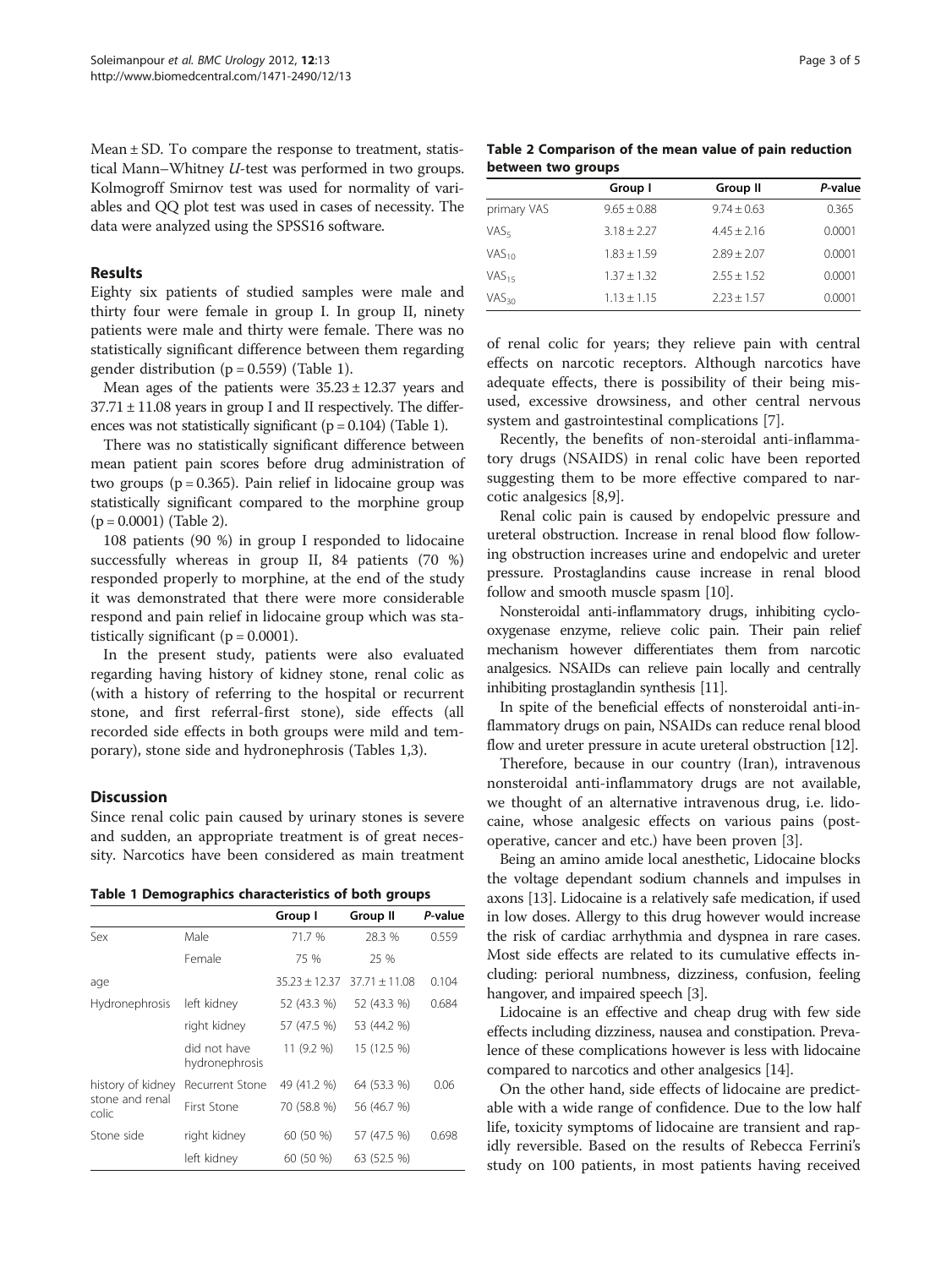Mean ± SD. To compare the response to treatment, statistical Mann–Whitney *U*-test was performed in two groups. Kolmogroff Smirnov test was used for normality of variables and QQ plot test was used in cases of necessity. The data were analyzed using the SPSS16 software.

## Results

Eighty six patients of studied samples were male and thirty four were female in group I. In group II, ninety patients were male and thirty were female. There was no statistically significant difference between them regarding gender distribution (p = 0.559) (Table 1).

Mean ages of the patients were 35.23 ± 12.37 years and 37.71 ± 11.08 years in group I and II respectively. The differences was not statistically significant (p = 0.104) (Table 1).

There was no statistically significant difference between mean patient pain scores before drug administration of two groups (p = 0.365). Pain relief in lidocaine group was statistically significant compared to the morphine group (p = 0.0001) (Table 2).

108 patients (90 %) in group I responded to lidocaine successfully whereas in group II, 84 patients (70 %) responded properly to morphine, at the end of the study it was demonstrated that there were more considerable respond and pain relief in lidocaine group which was statistically significant (p = 0.0001).

In the present study, patients were also evaluated regarding having history of kidney stone, renal colic as (with a history of referring to the hospital or recurrent stone, and first referral-first stone), side effects (all recorded side effects in both groups were mild and temporary), stone side and hydronephrosis (Tables 1,3).

## Discussion

Since renal colic pain caused by urinary stones is severe and sudden, an appropriate treatment is of great necessity. Narcotics have been considered as main treatment of renal colic for years; they relieve pain with central effects on narcotic receptors. Although narcotics have adequate effects, there is possibility of their being misused, excessive drowsiness, and other central nervous system and gastrointestinal complications [7].

Recently, the benefits of non-steroidal anti-inflammatory drugs (NSAIDS) in renal colic have been reported suggesting them to be more effective compared to narcotic analgesics [8,9].

Renal colic pain is caused by endopelvic pressure and ureteral obstruction. Increase in renal blood flow following obstruction increases urine and endopelvic and ureter pressure. Prostaglandins cause increase in renal blood follow and smooth muscle spasm [10].

Nonsteroidal anti-inflammatory drugs, inhibiting cyclooxygenase enzyme, relieve colic pain. Their pain relief mechanism however differentiates them from narcotic analgesics. NSAIDs can relieve pain locally and centrally inhibiting prostaglandin synthesis [11].

In spite of the beneficial effects of nonsteroidal anti-inflammatory drugs on pain, NSAIDs can reduce renal blood flow and ureter pressure in acute ureteral obstruction [12].

Therefore, because in our country (Iran), intravenous nonsteroidal anti-inflammatory drugs are not available, we thought of an alternative intravenous drug, i.e. lidocaine, whose analgesic effects on various pains (postoperative, cancer and etc.) have been proven [3].

Being an amino amide local anesthetic, Lidocaine blocks the voltage dependant sodium channels and impulses in axons [13]. Lidocaine is a relatively safe medication, if used in low doses. Allergy to this drug however would increase the risk of cardiac arrhythmia and dyspnea in rare cases. Most side effects are related to its cumulative effects including: perioral numbness, dizziness, confusion, feeling hangover, and impaired speech [3].

Lidocaine is an effective and cheap drug with few side effects including dizziness, nausea and constipation. Prevalence of these complications however is less with lidocaine compared to narcotics and other analgesics [14].

On the other hand, side effects of lidocaine are predictable with a wide range of confidence. Due to the low half life, toxicity symptoms of lidocaine are transient and rapidly reversible. Based on the results of Rebecca Ferrini's study on 100 patients, in most patients having received

**Table 1 Demographics characteristics of both groups**

| | | Group I | Group II | *P*-value |
|---|---|---|---|---|
| Sex | Male | 71.7 % | 28.3 % | 0.559 |
| | Female | 75 % | 25 % | |
| age | | 35.23 ± 12.37 | 37.71 ± 11.08 | 0.104 |
| Hydronephrosis | left kidney | 52 (43.3 %) | 52 (43.3 %) | 0.684 |
| | right kidney | 57 (47.5 %) | 53 (44.2 %) | |
| | did not have hydronephrosis | 11 (9.2 %) | 15 (12.5 %) | |
| history of kidney stone and renal colic | Recurrent Stone | 49 (41.2 %) | 64 (53.3 %) | 0.06 |
| | First Stone | 70 (58.8 %) | 56 (46.7 %) | |
| Stone side | right kidney | 60 (50 %) | 57 (47.5 %) | 0.698 |
| | left kidney | 60 (50 %) | 63 (52.5 %) | |

**Table 2 Comparison of the mean value of pain reduction between two groups**

| | Group I | Group II | *P*-value |
|---|---|---|---|
| primary VAS | 9.65 ± 0.88 | 9.74 ± 0.63 | 0.365 |
| $VAS_5$ | 3.18 ± 2.27 | 4.45 ± 2.16 | 0.0001 |
| $VAS_{10}$ | 1.83 ± 1.59 | 2.89 ± 2.07 | 0.0001 |
| $VAS_{15}$ | 1.37 ± 1.32 | 2.55 ± 1.52 | 0.0001 |
| $VAS_{30}$ | 1.13 ± 1.15 | 2.23 ± 1.57 | 0.0001 |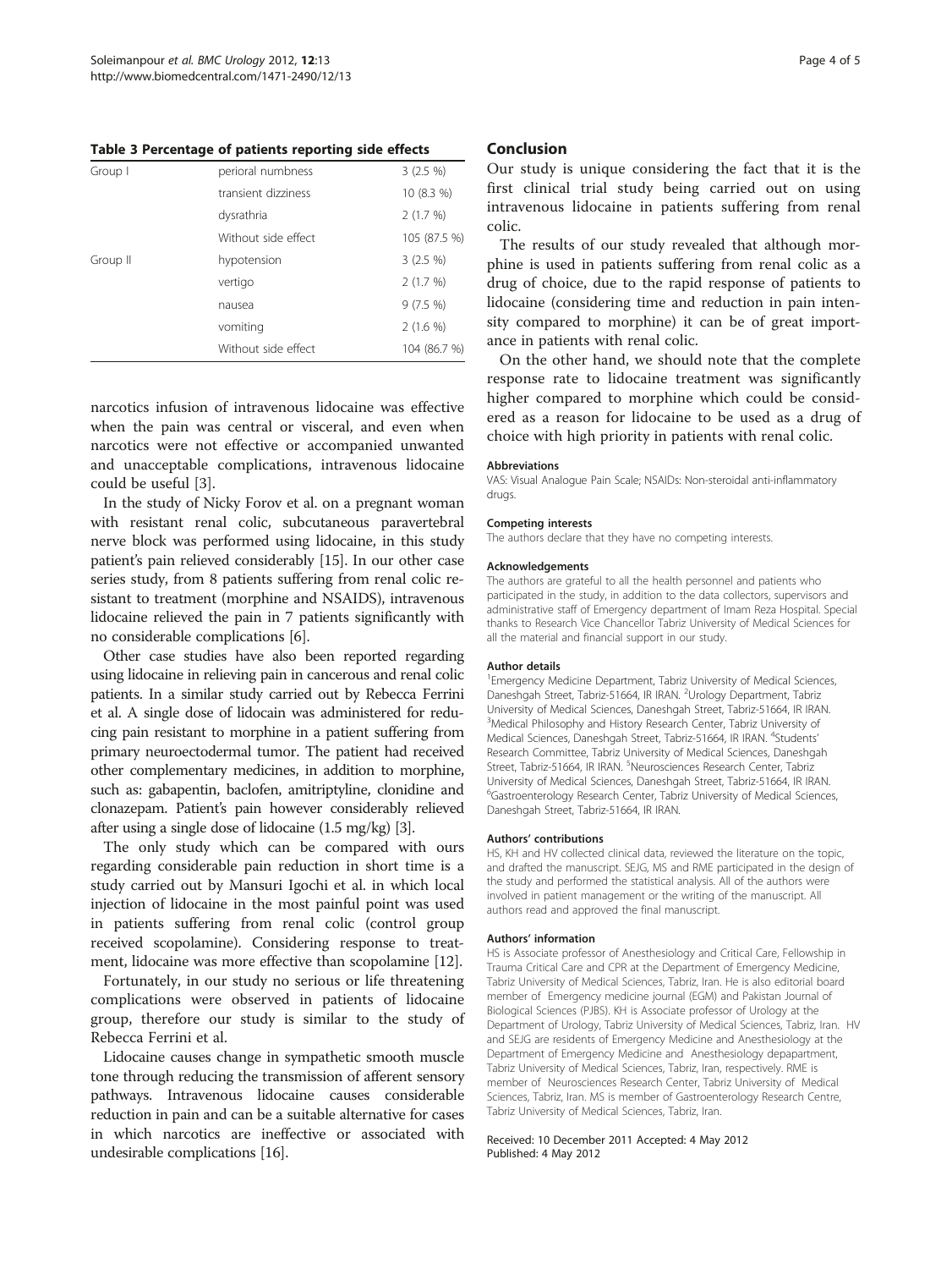**Table 3 Percentage of patients reporting side effects**

| | | |
|---|---|---|
| Group I | perioral numbness | 3 (2.5 %) |
| | transient dizziness | 10 (8.3 %) |
| | dysrathria | 2 (1.7 %) |
| | Without side effect | 105 (87.5 %) |
| Group II | hypotension | 3 (2.5 %) |
| | vertigo | 2 (1.7 %) |
| | nausea | 9 (7.5 %) |
| | vomiting | 2 (1.6 %) |
| | Without side effect | 104 (86.7 %) |

narcotics infusion of intravenous lidocaine was effective when the pain was central or visceral, and even when narcotics were not effective or accompanied unwanted and unacceptable complications, intravenous lidocaine could be useful [3].

In the study of Nicky Forov et al. on a pregnant woman with resistant renal colic, subcutaneous paravertebral nerve block was performed using lidocaine, in this study patient's pain relieved considerably [15]. In our other case series study, from 8 patients suffering from renal colic resistant to treatment (morphine and NSAIDS), intravenous lidocaine relieved the pain in 7 patients significantly with no considerable complications [6].

Other case studies have also been reported regarding using lidocaine in relieving pain in cancerous and renal colic patients. In a similar study carried out by Rebecca Ferrini et al. A single dose of lidocain was administered for reducing pain resistant to morphine in a patient suffering from primary neuroectodermal tumor. The patient had received other complementary medicines, in addition to morphine, such as: gabapentin, baclofen, amitriptyline, clonidine and clonazepam. Patient's pain however considerably relieved after using a single dose of lidocaine (1.5 mg/kg) [3].

The only study which can be compared with ours regarding considerable pain reduction in short time is a study carried out by Mansuri Igochi et al. in which local injection of lidocaine in the most painful point was used in patients suffering from renal colic (control group received scopolamine). Considering response to treatment, lidocaine was more effective than scopolamine [12].

Fortunately, in our study no serious or life threatening complications were observed in patients of lidocaine group, therefore our study is similar to the study of Rebecca Ferrini et al.

Lidocaine causes change in sympathetic smooth muscle tone through reducing the transmission of afferent sensory pathways. Intravenous lidocaine causes considerable reduction in pain and can be a suitable alternative for cases in which narcotics are ineffective or associated with undesirable complications [16].

## Conclusion

Our study is unique considering the fact that it is the first clinical trial study being carried out on using intravenous lidocaine in patients suffering from renal colic.

The results of our study revealed that although morphine is used in patients suffering from renal colic as a drug of choice, due to the rapid response of patients to lidocaine (considering time and reduction in pain intensity compared to morphine) it can be of great importance in patients with renal colic.

On the other hand, we should note that the complete response rate to lidocaine treatment was significantly higher compared to morphine which could be considered as a reason for lidocaine to be used as a drug of choice with high priority in patients with renal colic.

#### Abbreviations

VAS: Visual Analogue Pain Scale; NSAIDs: Non-steroidal anti-inflammatory drugs.

#### Competing interests

The authors declare that they have no competing interests.

#### Acknowledgements

The authors are grateful to all the health personnel and patients who participated in the study, in addition to the data collectors, supervisors and administrative staff of Emergency department of Imam Reza Hospital. Special thanks to Research Vice Chancellor Tabriz University of Medical Sciences for all the material and financial support in our study.

#### Author details

[1]Emergency Medicine Department, Tabriz University of Medical Sciences, Daneshgah Street, Tabriz-51664, IR IRAN. [2]Urology Department, Tabriz University of Medical Sciences, Daneshgah Street, Tabriz-51664, IR IRAN. [3]Medical Philosophy and History Research Center, Tabriz University of Medical Sciences, Daneshgah Street, Tabriz-51664, IR IRAN. [4]Students' Research Committee, Tabriz University of Medical Sciences, Daneshgah Street, Tabriz-51664, IR IRAN. [5]Neurosciences Research Center, Tabriz University of Medical Sciences, Daneshgah Street, Tabriz-51664, IR IRAN. [6]Gastroenterology Research Center, Tabriz University of Medical Sciences, Daneshgah Street, Tabriz-51664, IR IRAN.

#### Authors' contributions

HS, KH and HV collected clinical data, reviewed the literature on the topic, and drafted the manuscript. SEJG, MS and RME participated in the design of the study and performed the statistical analysis. All of the authors were involved in patient management or the writing of the manuscript. All authors read and approved the final manuscript.

#### Authors' information

HS is Associate professor of Anesthesiology and Critical Care, Fellowship in Trauma Critical Care and CPR at the Department of Emergency Medicine, Tabriz University of Medical Sciences, Tabriz, Iran. He is also editorial board member of Emergency medicine journal (EGM) and Pakistan Journal of Biological Sciences (PJBS). KH is Associate professor of Urology at the Department of Urology, Tabriz University of Medical Sciences, Tabriz, Iran. HV and SEJG are residents of Emergency Medicine and Anesthesiology at the Department of Emergency Medicine and Anesthesiology depapartment, Tabriz University of Medical Sciences, Tabriz, Iran, respectively. RME is member of Neurosciences Research Center, Tabriz University of Medical Sciences, Tabriz, Iran. MS is member of Gastroenterology Research Centre, Tabriz University of Medical Sciences, Tabriz, Iran.

Received: 10 December 2011 Accepted: 4 May 2012
Published: 4 May 2012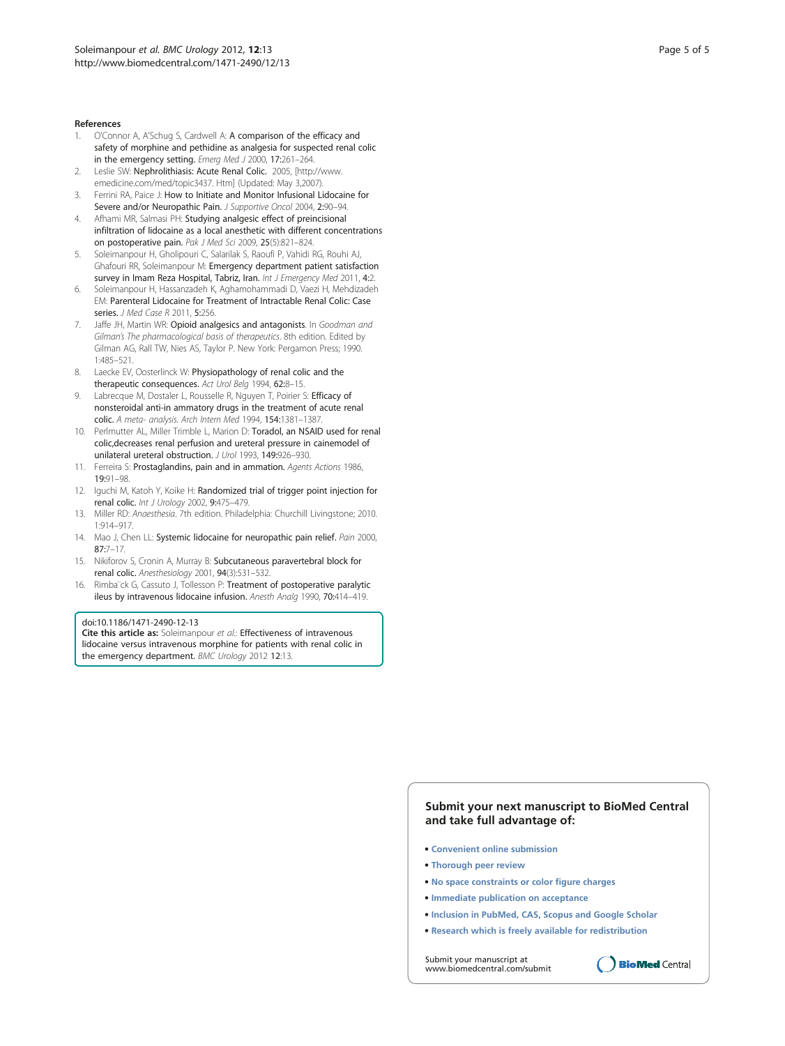## References

1. O'Connor A, A'Schug S, Cardwell A: **A comparison of the efficacy and safety of morphine and pethidine as analgesia for suspected renal colic in the emergency setting.** *Emerg Med J* 2000, **17**:261–264.
2. Leslie SW: **Nephrolithiasis: Acute Renal Colic.** 2005, [http://www.emedicine.com/med/topic3437. Htm] (Updated: May 3,2007).
3. Ferrini RA, Paice J: **How to Initiate and Monitor Infusional Lidocaine for Severe and/or Neuropathic Pain.** *J Supportive Oncol* 2004, **2**:90–94.
4. Afhami MR, Salmasi PH: **Studying analgesic effect of preincisional infiltration of lidocaine as a local anesthetic with different concentrations on postoperative pain.** *Pak J Med Sci* 2009, **25**(5):821–824.
5. Soleimanpour H, Gholipouri C, Salarilak S, Raoufi P, Vahidi RG, Rouhi AJ, Ghafouri RR, Soleimanpour M: **Emergency department patient satisfaction survey in Imam Reza Hospital, Tabriz, Iran.** *Int J Emergency Med* 2011, **4**:2.
6. Soleimanpour H, Hassanzadeh K, Aghamohammadi D, Vaezi H, Mehdizadeh EM: **Parenteral Lidocaine for Treatment of Intractable Renal Colic: Case series.** *J Med Case R* 2011, **5**:256.
7. Jaffe JH, Martin WR: **Opioid analgesics and antagonists**. In *Goodman and Gilman's The pharmacological basis of therapeutics*. 8th edition. Edited by Gilman AG, Rall TW, Nies AS, Taylor P. New York: Pergamon Press; 1990. 1:485–521.
8. Laecke EV, Oosterlinck W: **Physiopathology of renal colic and the therapeutic consequences.** *Act Urol Belg* 1994, **62**:8–15.
9. Labrecque M, Dostaler L, Rousselle R, Nguyen T, Poirier S: **Efficacy of nonsteroidal anti-in ammatory drugs in the treatment of acute renal colic.** *A meta- analysis. Arch Intern Med* 1994, **154**:1381–1387.
10. Perlmutter AL, Miller Trimble L, Marion D: **Toradol, an NSAID used for renal colic,decreases renal perfusion and ureteral pressure in cainemodel of unilateral ureteral obstruction.** *J Urol* 1993, **149**:926–930.
11. Ferreira S: **Prostaglandins, pain and in ammation.** *Agents Actions* 1986, **19**:91–98.
12. Iguchi M, Katoh Y, Koike H: **Randomized trial of trigger point injection for renal colic.** *Int J Urology* 2002, **9**:475–479.
13. Miller RD: *Anaesthesia*. 7th edition. Philadelphia: Churchill Livingstone; 2010. 1:914–917.
14. Mao J, Chen LL: **Systemic lidocaine for neuropathic pain relief.** *Pain* 2000, **87**:7–17.
15. Nikiforov S, Cronin A, Murray B: **Subcutaneous paravertebral block for renal colic.** *Anesthesiology* 2001, **94**(3):531–532.
16. Rimba¨ck G, Cassuto J, Tollesson P: **Treatment of postoperative paralytic ileus by intravenous lidocaine infusion.** *Anesth Analg* 1990, **70**:414–419.

doi:10.1186/1471-2490-12-13
**Cite this article as:** Soleimanpour *et al.*: Effectiveness of intravenous lidocaine versus intravenous morphine for patients with renal colic in the emergency department. *BMC Urology* 2012 **12**:13.

**Submit your next manuscript to BioMed Central and take full advantage of:**

- **Convenient online submission**
- **Thorough peer review**
- **No space constraints or color figure charges**
- **Immediate publication on acceptance**
- **Inclusion in PubMed, CAS, Scopus and Google Scholar**
- **Research which is freely available for redistribution**

Submit your manuscript at
www.biomedcentral.com/submit

BioMed Central